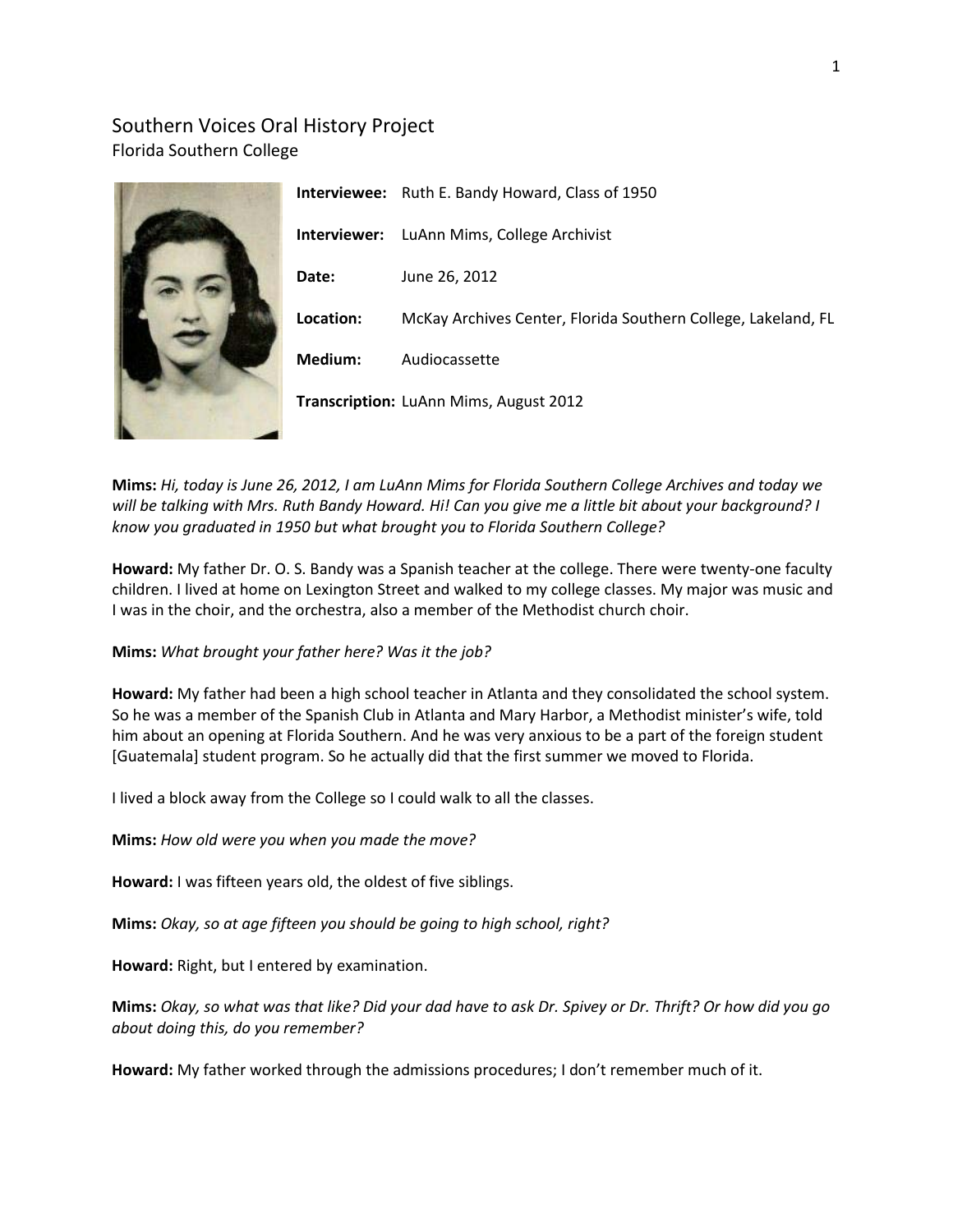# Southern Voices Oral History Project
Florida Southern College

**Interviewee:** Ruth E. Bandy Howard, Class of 1950

**Interviewer:** LuAnn Mims, College Archivist

**Date:** June 26, 2012

**Location:** McKay Archives Center, Florida Southern College, Lakeland, FL

**Medium:** Audiocassette

**Transcription:** LuAnn Mims, August 2012

**Mims:** *Hi, today is June 26, 2012, I am LuAnn Mims for Florida Southern College Archives and today we will be talking with Mrs. Ruth Bandy Howard. Hi! Can you give me a little bit about your background? I know you graduated in 1950 but what brought you to Florida Southern College?*

**Howard:** My father Dr. O. S. Bandy was a Spanish teacher at the college. There were twenty-one faculty children. I lived at home on Lexington Street and walked to my college classes. My major was music and I was in the choir, and the orchestra, also a member of the Methodist church choir.

**Mims:** *What brought your father here? Was it the job?*

**Howard:** My father had been a high school teacher in Atlanta and they consolidated the school system. So he was a member of the Spanish Club in Atlanta and Mary Harbor, a Methodist minister's wife, told him about an opening at Florida Southern. And he was very anxious to be a part of the foreign student [Guatemala] student program. So he actually did that the first summer we moved to Florida.

I lived a block away from the College so I could walk to all the classes.

**Mims:** *How old were you when you made the move?*

**Howard:** I was fifteen years old, the oldest of five siblings.

**Mims:** *Okay, so at age fifteen you should be going to high school, right?*

**Howard:** Right, but I entered by examination.

**Mims:** *Okay, so what was that like? Did your dad have to ask Dr. Spivey or Dr. Thrift? Or how did you go about doing this, do you remember?*

**Howard:** My father worked through the admissions procedures; I don't remember much of it.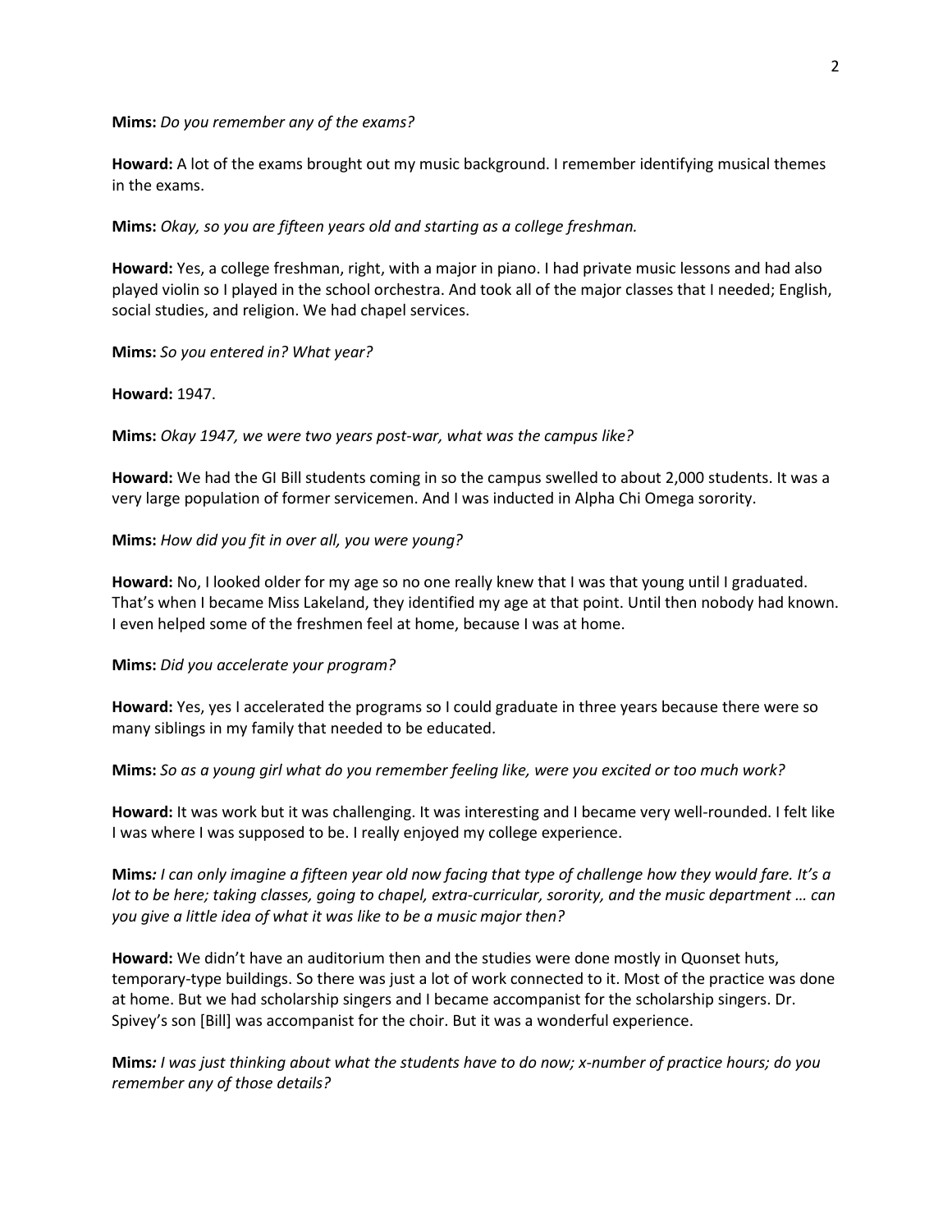**Mims:** *Do you remember any of the exams?*

**Howard:** A lot of the exams brought out my music background. I remember identifying musical themes in the exams.

**Mims:** *Okay, so you are fifteen years old and starting as a college freshman.*

**Howard:** Yes, a college freshman, right, with a major in piano. I had private music lessons and had also played violin so I played in the school orchestra. And took all of the major classes that I needed; English, social studies, and religion. We had chapel services.

**Mims:** *So you entered in? What year?*

**Howard:** 1947.

**Mims:** *Okay 1947, we were two years post-war, what was the campus like?*

**Howard:** We had the GI Bill students coming in so the campus swelled to about 2,000 students. It was a very large population of former servicemen. And I was inducted in Alpha Chi Omega sorority.

**Mims:** *How did you fit in over all, you were young?*

**Howard:** No, I looked older for my age so no one really knew that I was that young until I graduated. That's when I became Miss Lakeland, they identified my age at that point. Until then nobody had known. I even helped some of the freshmen feel at home, because I was at home.

**Mims:** *Did you accelerate your program?*

**Howard:** Yes, yes I accelerated the programs so I could graduate in three years because there were so many siblings in my family that needed to be educated.

**Mims:** *So as a young girl what do you remember feeling like, were you excited or too much work?*

**Howard:** It was work but it was challenging. It was interesting and I became very well-rounded. I felt like I was where I was supposed to be. I really enjoyed my college experience.

**Mims***: I can only imagine a fifteen year old now facing that type of challenge how they would fare. It's a lot to be here; taking classes, going to chapel, extra-curricular, sorority, and the music department … can you give a little idea of what it was like to be a music major then?*

**Howard:** We didn't have an auditorium then and the studies were done mostly in Quonset huts, temporary-type buildings. So there was just a lot of work connected to it. Most of the practice was done at home. But we had scholarship singers and I became accompanist for the scholarship singers. Dr. Spivey's son [Bill] was accompanist for the choir. But it was a wonderful experience.

**Mims***: I was just thinking about what the students have to do now; x-number of practice hours; do you remember any of those details?*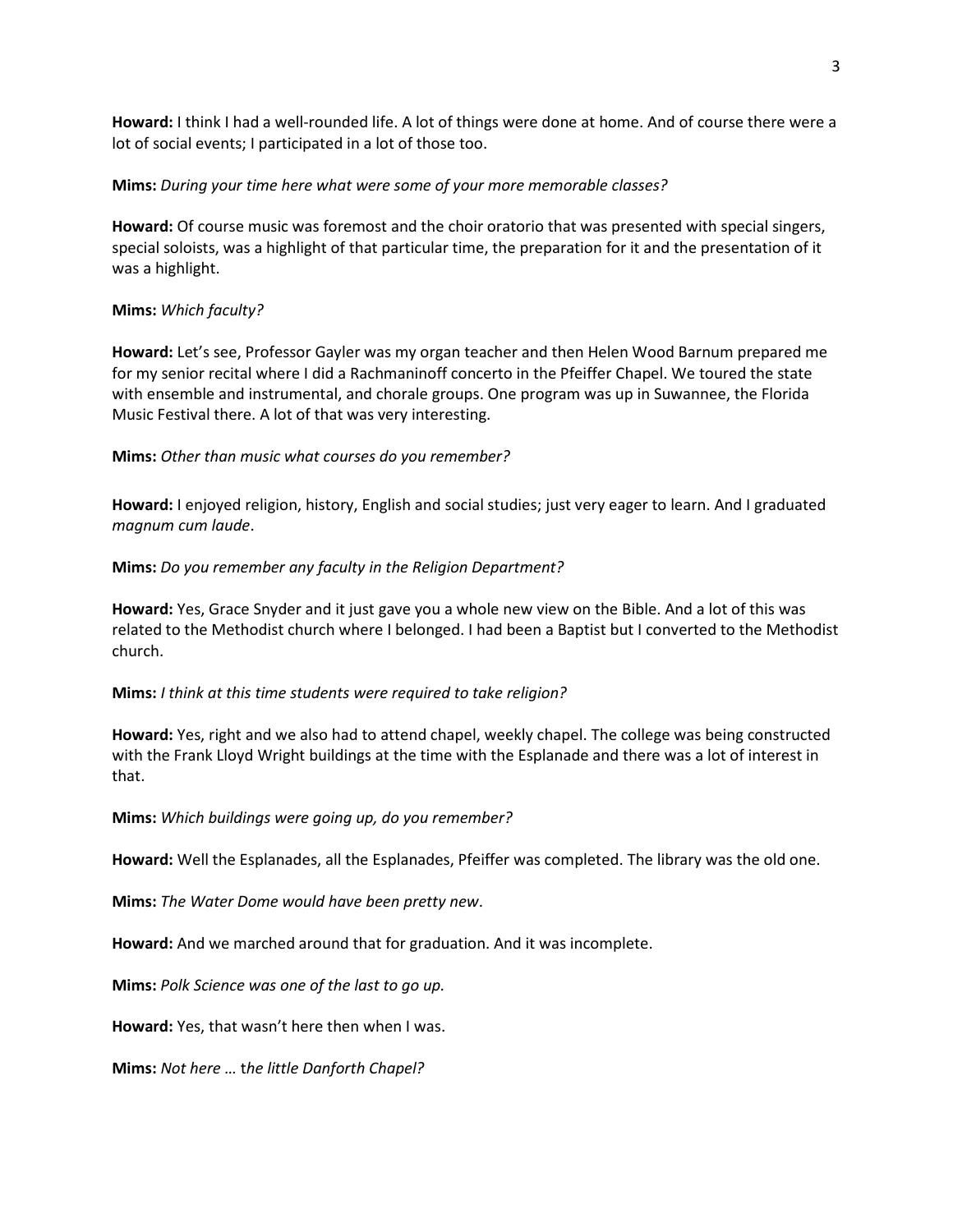**Howard:** I think I had a well-rounded life. A lot of things were done at home. And of course there were a lot of social events; I participated in a lot of those too.

**Mims:** *During your time here what were some of your more memorable classes?*

**Howard:** Of course music was foremost and the choir oratorio that was presented with special singers, special soloists, was a highlight of that particular time, the preparation for it and the presentation of it was a highlight.

**Mims:** *Which faculty?*

**Howard:** Let's see, Professor Gayler was my organ teacher and then Helen Wood Barnum prepared me for my senior recital where I did a Rachmaninoff concerto in the Pfeiffer Chapel. We toured the state with ensemble and instrumental, and chorale groups. One program was up in Suwannee, the Florida Music Festival there. A lot of that was very interesting.

**Mims:** *Other than music what courses do you remember?*

**Howard:** I enjoyed religion, history, English and social studies; just very eager to learn. And I graduated *magnum cum laude*.

**Mims:** *Do you remember any faculty in the Religion Department?*

**Howard:** Yes, Grace Snyder and it just gave you a whole new view on the Bible. And a lot of this was related to the Methodist church where I belonged. I had been a Baptist but I converted to the Methodist church.

**Mims:** *I think at this time students were required to take religion?*

**Howard:** Yes, right and we also had to attend chapel, weekly chapel. The college was being constructed with the Frank Lloyd Wright buildings at the time with the Esplanade and there was a lot of interest in that.

**Mims:** *Which buildings were going up, do you remember?*

**Howard:** Well the Esplanades, all the Esplanades, Pfeiffer was completed. The library was the old one.

**Mims:** *The Water Dome would have been pretty new*.

**Howard:** And we marched around that for graduation. And it was incomplete.

**Mims:** *Polk Science was one of the last to go up.*

**Howard:** Yes, that wasn't here then when I was.

**Mims:** *Not here … the little Danforth Chapel?*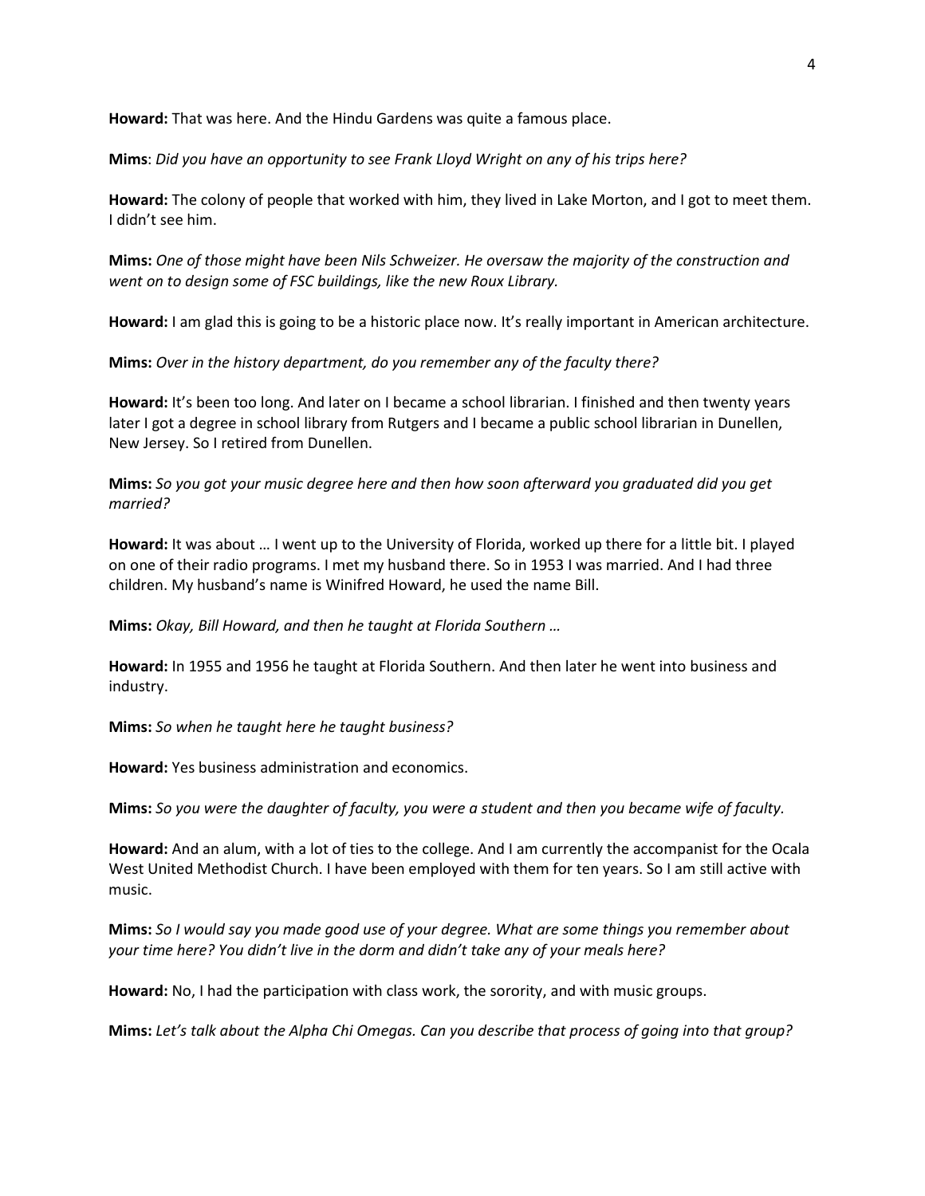**Howard:** That was here. And the Hindu Gardens was quite a famous place.

**Mims**: *Did you have an opportunity to see Frank Lloyd Wright on any of his trips here?*

**Howard:** The colony of people that worked with him, they lived in Lake Morton, and I got to meet them. I didn't see him.

**Mims:** *One of those might have been Nils Schweizer. He oversaw the majority of the construction and went on to design some of FSC buildings, like the new Roux Library.*

**Howard:** I am glad this is going to be a historic place now. It's really important in American architecture.

**Mims:** *Over in the history department, do you remember any of the faculty there?*

**Howard:** It's been too long. And later on I became a school librarian. I finished and then twenty years later I got a degree in school library from Rutgers and I became a public school librarian in Dunellen, New Jersey. So I retired from Dunellen.

**Mims:** *So you got your music degree here and then how soon afterward you graduated did you get married?*

**Howard:** It was about … I went up to the University of Florida, worked up there for a little bit. I played on one of their radio programs. I met my husband there. So in 1953 I was married. And I had three children. My husband's name is Winifred Howard, he used the name Bill.

**Mims:** *Okay, Bill Howard, and then he taught at Florida Southern …*

**Howard:** In 1955 and 1956 he taught at Florida Southern. And then later he went into business and industry.

**Mims:** *So when he taught here he taught business?*

**Howard:** Yes business administration and economics.

**Mims:** *So you were the daughter of faculty, you were a student and then you became wife of faculty.*

**Howard:** And an alum, with a lot of ties to the college. And I am currently the accompanist for the Ocala West United Methodist Church. I have been employed with them for ten years. So I am still active with music.

**Mims:** *So I would say you made good use of your degree. What are some things you remember about your time here? You didn't live in the dorm and didn't take any of your meals here?*

**Howard:** No, I had the participation with class work, the sorority, and with music groups.

**Mims:** *Let's talk about the Alpha Chi Omegas. Can you describe that process of going into that group?*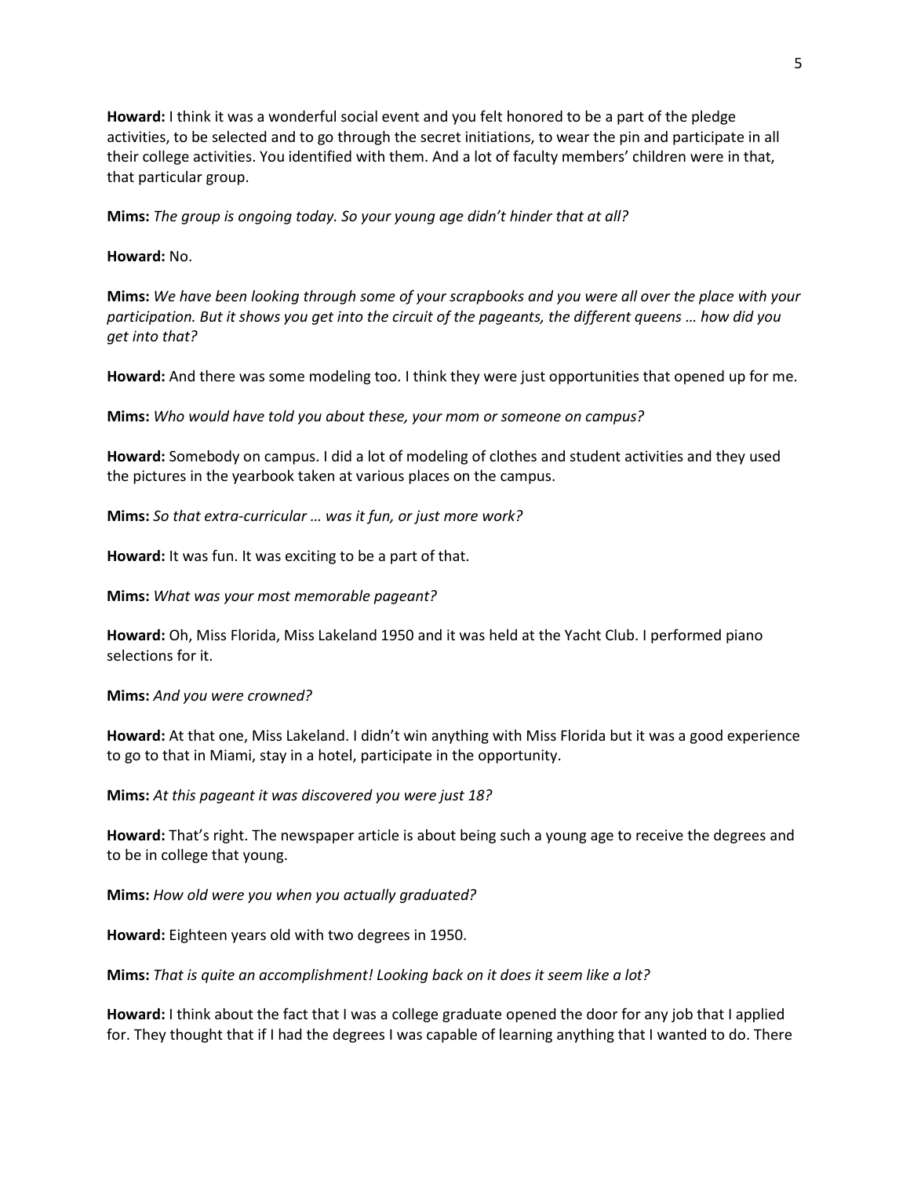**Howard:** I think it was a wonderful social event and you felt honored to be a part of the pledge activities, to be selected and to go through the secret initiations, to wear the pin and participate in all their college activities. You identified with them. And a lot of faculty members' children were in that, that particular group.

**Mims:** *The group is ongoing today. So your young age didn't hinder that at all?*

**Howard:** No.

**Mims:** *We have been looking through some of your scrapbooks and you were all over the place with your participation. But it shows you get into the circuit of the pageants, the different queens … how did you get into that?*

**Howard:** And there was some modeling too. I think they were just opportunities that opened up for me.

**Mims:** *Who would have told you about these, your mom or someone on campus?*

**Howard:** Somebody on campus. I did a lot of modeling of clothes and student activities and they used the pictures in the yearbook taken at various places on the campus.

**Mims:** *So that extra-curricular … was it fun, or just more work?*

**Howard:** It was fun. It was exciting to be a part of that.

**Mims:** *What was your most memorable pageant?*

**Howard:** Oh, Miss Florida, Miss Lakeland 1950 and it was held at the Yacht Club. I performed piano selections for it.

**Mims:** *And you were crowned?*

**Howard:** At that one, Miss Lakeland. I didn't win anything with Miss Florida but it was a good experience to go to that in Miami, stay in a hotel, participate in the opportunity.

**Mims:** *At this pageant it was discovered you were just 18?*

**Howard:** That's right. The newspaper article is about being such a young age to receive the degrees and to be in college that young.

**Mims:** *How old were you when you actually graduated?*

**Howard:** Eighteen years old with two degrees in 1950.

**Mims:** *That is quite an accomplishment! Looking back on it does it seem like a lot?*

**Howard:** I think about the fact that I was a college graduate opened the door for any job that I applied for. They thought that if I had the degrees I was capable of learning anything that I wanted to do. There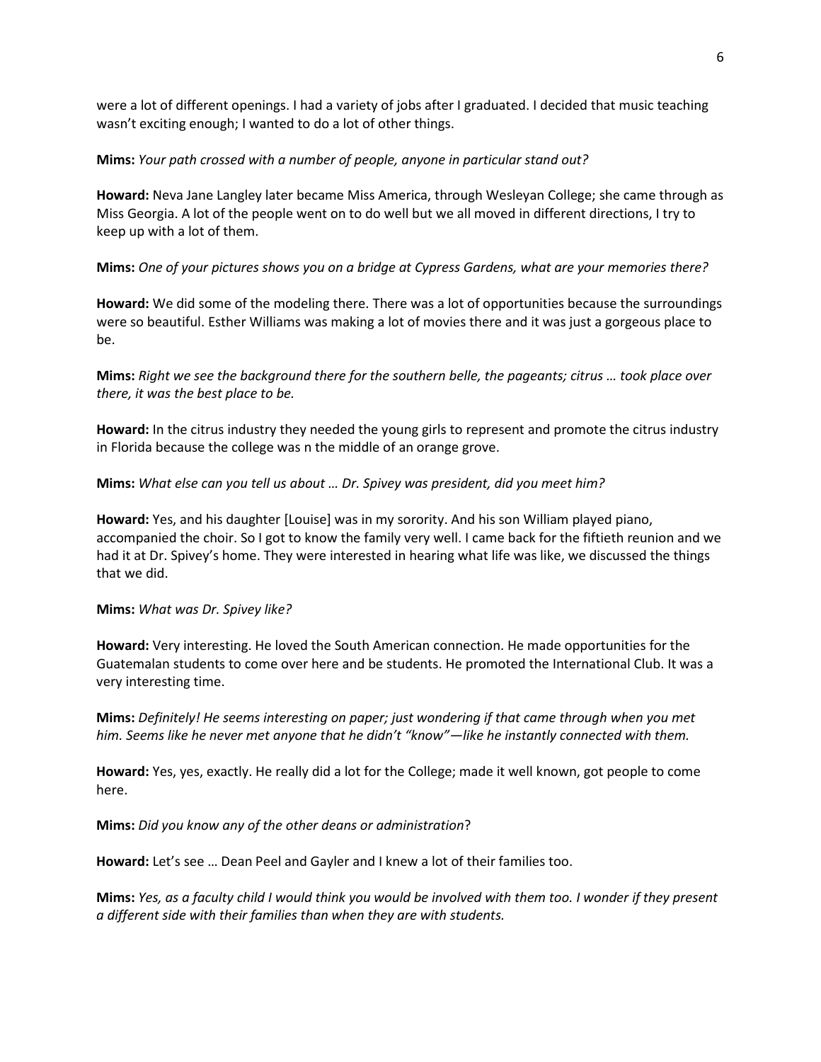were a lot of different openings. I had a variety of jobs after I graduated. I decided that music teaching wasn't exciting enough; I wanted to do a lot of other things.

**Mims:** *Your path crossed with a number of people, anyone in particular stand out?*

**Howard:** Neva Jane Langley later became Miss America, through Wesleyan College; she came through as Miss Georgia. A lot of the people went on to do well but we all moved in different directions, I try to keep up with a lot of them.

**Mims:** *One of your pictures shows you on a bridge at Cypress Gardens, what are your memories there?*

**Howard:** We did some of the modeling there. There was a lot of opportunities because the surroundings were so beautiful. Esther Williams was making a lot of movies there and it was just a gorgeous place to be.

**Mims:** *Right we see the background there for the southern belle, the pageants; citrus … took place over there, it was the best place to be.*

**Howard:** In the citrus industry they needed the young girls to represent and promote the citrus industry in Florida because the college was n the middle of an orange grove.

**Mims:** *What else can you tell us about … Dr. Spivey was president, did you meet him?*

**Howard:** Yes, and his daughter [Louise] was in my sorority. And his son William played piano, accompanied the choir. So I got to know the family very well. I came back for the fiftieth reunion and we had it at Dr. Spivey's home. They were interested in hearing what life was like, we discussed the things that we did.

**Mims:** *What was Dr. Spivey like?*

**Howard:** Very interesting. He loved the South American connection. He made opportunities for the Guatemalan students to come over here and be students. He promoted the International Club. It was a very interesting time.

**Mims:** *Definitely! He seems interesting on paper; just wondering if that came through when you met him. Seems like he never met anyone that he didn't "know"—like he instantly connected with them.*

**Howard:** Yes, yes, exactly. He really did a lot for the College; made it well known, got people to come here.

**Mims:** *Did you know any of the other deans or administration*?

**Howard:** Let's see … Dean Peel and Gayler and I knew a lot of their families too.

**Mims:** *Yes, as a faculty child I would think you would be involved with them too. I wonder if they present a different side with their families than when they are with students.*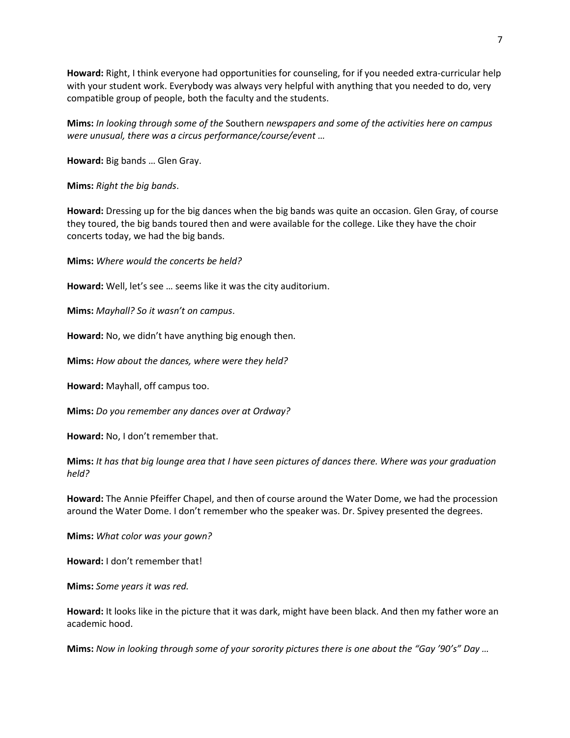**Howard:** Right, I think everyone had opportunities for counseling, for if you needed extra-curricular help with your student work. Everybody was always very helpful with anything that you needed to do, very compatible group of people, both the faculty and the students.

**Mims:** *In looking through some of the* Southern *newspapers and some of the activities here on campus were unusual, there was a circus performance/course/event …*

**Howard:** Big bands … Glen Gray.

**Mims:** *Right the big bands*.

**Howard:** Dressing up for the big dances when the big bands was quite an occasion. Glen Gray, of course they toured, the big bands toured then and were available for the college. Like they have the choir concerts today, we had the big bands.

**Mims:** *Where would the concerts be held?*

**Howard:** Well, let's see … seems like it was the city auditorium.

**Mims:** *Mayhall? So it wasn't on campus*.

**Howard:** No, we didn't have anything big enough then.

**Mims:** *How about the dances, where were they held?*

**Howard:** Mayhall, off campus too.

**Mims:** *Do you remember any dances over at Ordway?*

**Howard:** No, I don't remember that.

**Mims:** *It has that big lounge area that I have seen pictures of dances there. Where was your graduation held?*

**Howard:** The Annie Pfeiffer Chapel, and then of course around the Water Dome, we had the procession around the Water Dome. I don't remember who the speaker was. Dr. Spivey presented the degrees.

**Mims:** *What color was your gown?*

**Howard:** I don't remember that!

**Mims:** *Some years it was red.*

**Howard:** It looks like in the picture that it was dark, might have been black. And then my father wore an academic hood.

**Mims:** *Now in looking through some of your sorority pictures there is one about the "Gay '90's" Day …*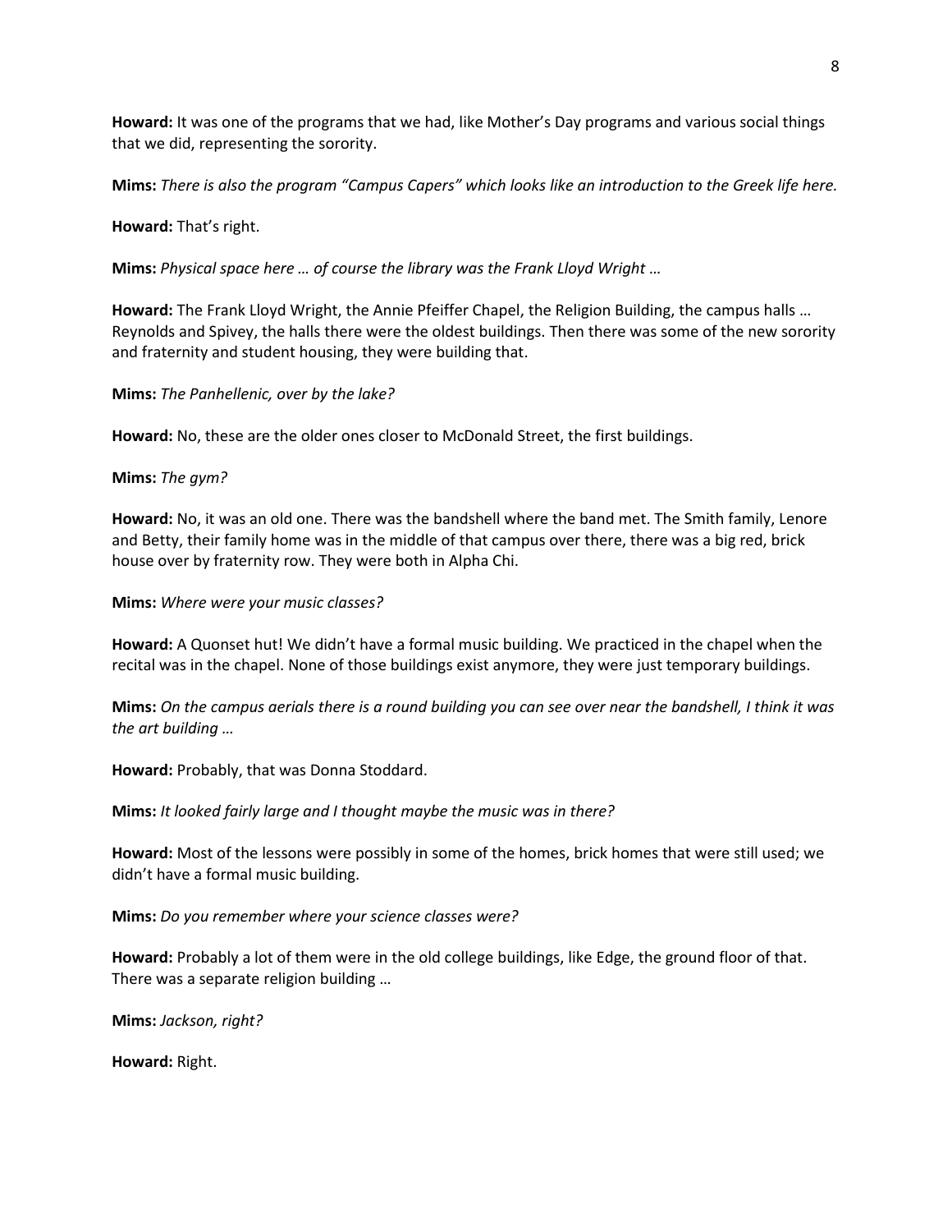**Howard:** It was one of the programs that we had, like Mother's Day programs and various social things that we did, representing the sorority.

**Mims:** *There is also the program "Campus Capers" which looks like an introduction to the Greek life here.*

**Howard:** That's right.

**Mims:** *Physical space here … of course the library was the Frank Lloyd Wright …*

**Howard:** The Frank Lloyd Wright, the Annie Pfeiffer Chapel, the Religion Building, the campus halls … Reynolds and Spivey, the halls there were the oldest buildings. Then there was some of the new sorority and fraternity and student housing, they were building that.

**Mims:** *The Panhellenic, over by the lake?*

**Howard:** No, these are the older ones closer to McDonald Street, the first buildings.

**Mims:** *The gym?*

**Howard:** No, it was an old one. There was the bandshell where the band met. The Smith family, Lenore and Betty, their family home was in the middle of that campus over there, there was a big red, brick house over by fraternity row. They were both in Alpha Chi.

**Mims:** *Where were your music classes?*

**Howard:** A Quonset hut! We didn't have a formal music building. We practiced in the chapel when the recital was in the chapel. None of those buildings exist anymore, they were just temporary buildings.

**Mims:** *On the campus aerials there is a round building you can see over near the bandshell, I think it was the art building …*

**Howard:** Probably, that was Donna Stoddard.

**Mims:** *It looked fairly large and I thought maybe the music was in there?*

**Howard:** Most of the lessons were possibly in some of the homes, brick homes that were still used; we didn't have a formal music building.

**Mims:** *Do you remember where your science classes were?*

**Howard:** Probably a lot of them were in the old college buildings, like Edge, the ground floor of that. There was a separate religion building …

**Mims:** *Jackson, right?*

**Howard:** Right.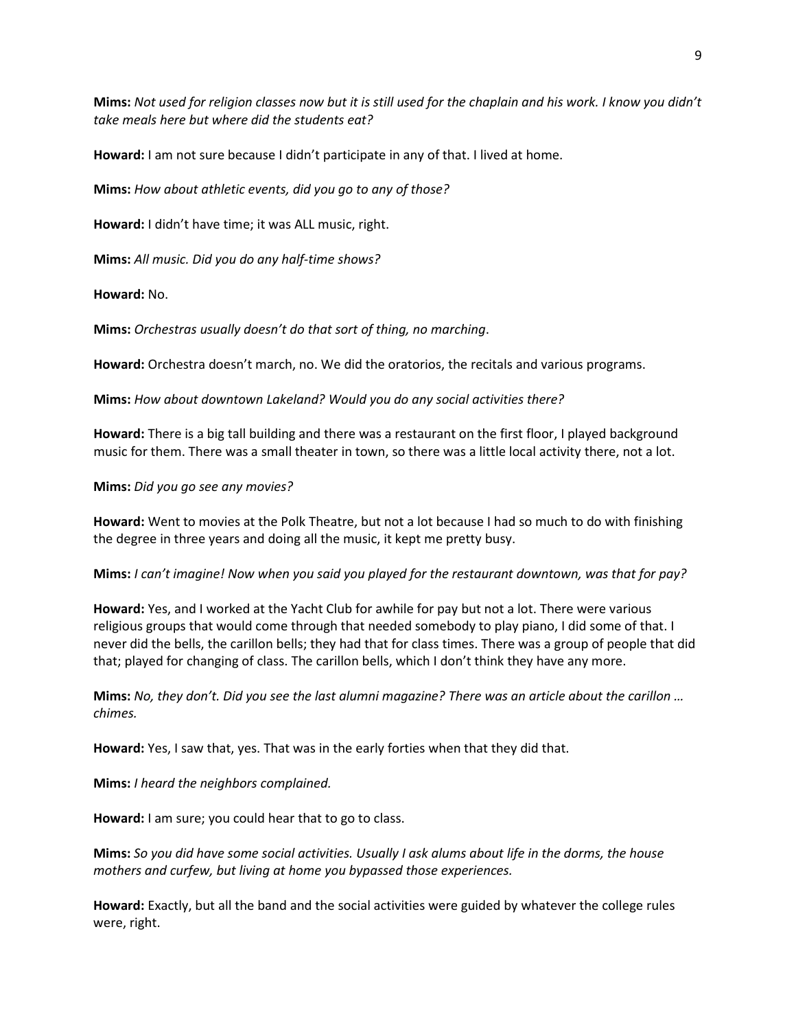**Mims:** *Not used for religion classes now but it is still used for the chaplain and his work. I know you didn't take meals here but where did the students eat?*

**Howard:** I am not sure because I didn't participate in any of that. I lived at home.

**Mims:** *How about athletic events, did you go to any of those?*

**Howard:** I didn't have time; it was ALL music, right.

**Mims:** *All music. Did you do any half-time shows?*

**Howard:** No.

**Mims:** *Orchestras usually doesn't do that sort of thing, no marching*.

**Howard:** Orchestra doesn't march, no. We did the oratorios, the recitals and various programs.

**Mims:** *How about downtown Lakeland? Would you do any social activities there?*

**Howard:** There is a big tall building and there was a restaurant on the first floor, I played background music for them. There was a small theater in town, so there was a little local activity there, not a lot.

**Mims:** *Did you go see any movies?*

**Howard:** Went to movies at the Polk Theatre, but not a lot because I had so much to do with finishing the degree in three years and doing all the music, it kept me pretty busy.

**Mims:** *I can't imagine! Now when you said you played for the restaurant downtown, was that for pay?*

**Howard:** Yes, and I worked at the Yacht Club for awhile for pay but not a lot. There were various religious groups that would come through that needed somebody to play piano, I did some of that. I never did the bells, the carillon bells; they had that for class times. There was a group of people that did that; played for changing of class. The carillon bells, which I don't think they have any more.

**Mims:** *No, they don't. Did you see the last alumni magazine? There was an article about the carillon … chimes.*

**Howard:** Yes, I saw that, yes. That was in the early forties when that they did that.

**Mims:** *I heard the neighbors complained.*

**Howard:** I am sure; you could hear that to go to class.

**Mims:** *So you did have some social activities. Usually I ask alums about life in the dorms, the house mothers and curfew, but living at home you bypassed those experiences.*

**Howard:** Exactly, but all the band and the social activities were guided by whatever the college rules were, right.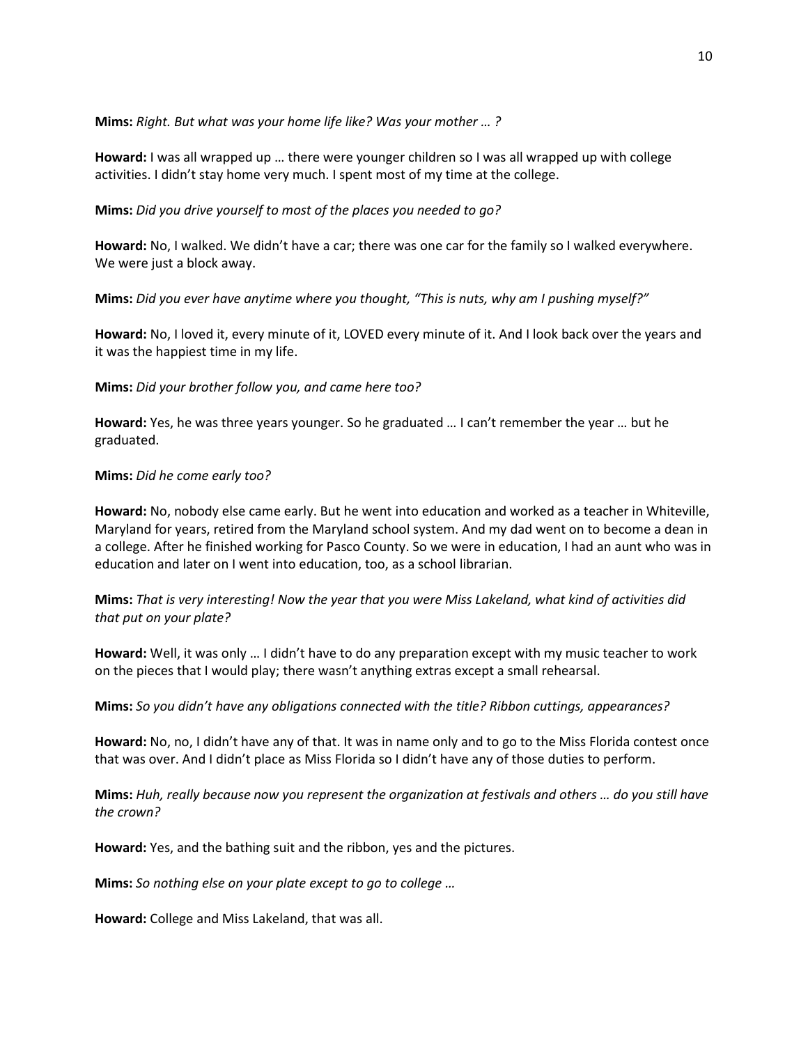**Mims:** *Right. But what was your home life like? Was your mother … ?*

**Howard:** I was all wrapped up … there were younger children so I was all wrapped up with college activities. I didn't stay home very much. I spent most of my time at the college.

**Mims:** *Did you drive yourself to most of the places you needed to go?*

**Howard:** No, I walked. We didn't have a car; there was one car for the family so I walked everywhere. We were just a block away.

**Mims:** *Did you ever have anytime where you thought, "This is nuts, why am I pushing myself?"*

**Howard:** No, I loved it, every minute of it, LOVED every minute of it. And I look back over the years and it was the happiest time in my life.

**Mims:** *Did your brother follow you, and came here too?*

**Howard:** Yes, he was three years younger. So he graduated … I can't remember the year … but he graduated.

**Mims:** *Did he come early too?*

**Howard:** No, nobody else came early. But he went into education and worked as a teacher in Whiteville, Maryland for years, retired from the Maryland school system. And my dad went on to become a dean in a college. After he finished working for Pasco County. So we were in education, I had an aunt who was in education and later on I went into education, too, as a school librarian.

**Mims:** *That is very interesting! Now the year that you were Miss Lakeland, what kind of activities did that put on your plate?*

**Howard:** Well, it was only … I didn't have to do any preparation except with my music teacher to work on the pieces that I would play; there wasn't anything extras except a small rehearsal.

**Mims:** *So you didn't have any obligations connected with the title? Ribbon cuttings, appearances?*

**Howard:** No, no, I didn't have any of that. It was in name only and to go to the Miss Florida contest once that was over. And I didn't place as Miss Florida so I didn't have any of those duties to perform.

**Mims:** *Huh, really because now you represent the organization at festivals and others … do you still have the crown?*

**Howard:** Yes, and the bathing suit and the ribbon, yes and the pictures.

**Mims:** *So nothing else on your plate except to go to college …*

**Howard:** College and Miss Lakeland, that was all.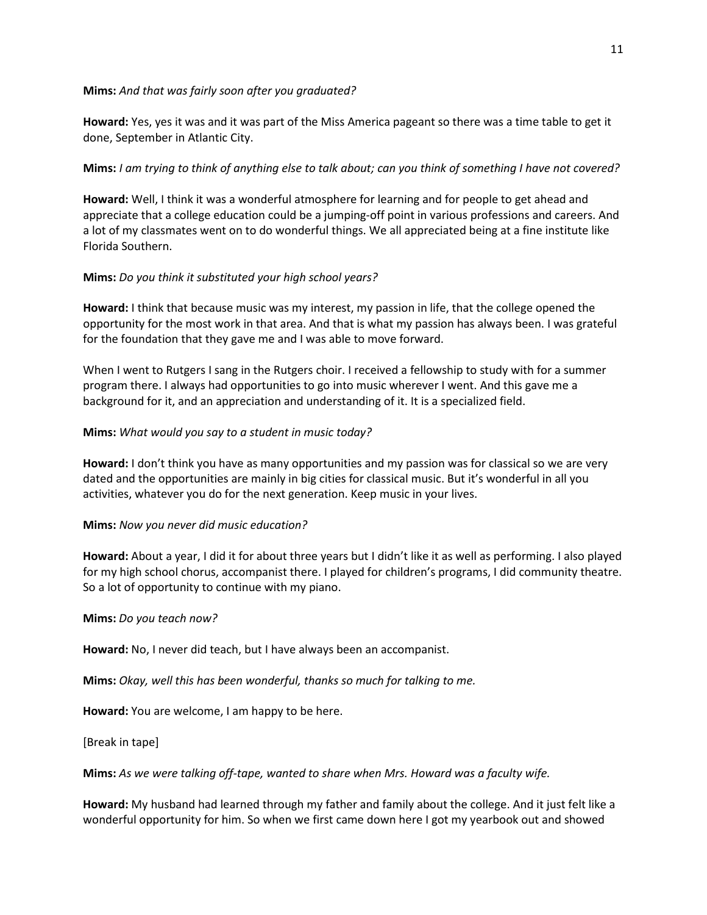**Mims:** *And that was fairly soon after you graduated?*

**Howard:** Yes, yes it was and it was part of the Miss America pageant so there was a time table to get it done, September in Atlantic City.

**Mims:** *I am trying to think of anything else to talk about; can you think of something I have not covered?*

**Howard:** Well, I think it was a wonderful atmosphere for learning and for people to get ahead and appreciate that a college education could be a jumping-off point in various professions and careers. And a lot of my classmates went on to do wonderful things. We all appreciated being at a fine institute like Florida Southern.

**Mims:** *Do you think it substituted your high school years?*

**Howard:** I think that because music was my interest, my passion in life, that the college opened the opportunity for the most work in that area. And that is what my passion has always been. I was grateful for the foundation that they gave me and I was able to move forward.

When I went to Rutgers I sang in the Rutgers choir. I received a fellowship to study with for a summer program there. I always had opportunities to go into music wherever I went. And this gave me a background for it, and an appreciation and understanding of it. It is a specialized field.

**Mims:** *What would you say to a student in music today?*

**Howard:** I don't think you have as many opportunities and my passion was for classical so we are very dated and the opportunities are mainly in big cities for classical music. But it's wonderful in all you activities, whatever you do for the next generation. Keep music in your lives.

**Mims:** *Now you never did music education?*

**Howard:** About a year, I did it for about three years but I didn't like it as well as performing. I also played for my high school chorus, accompanist there. I played for children's programs, I did community theatre. So a lot of opportunity to continue with my piano.

**Mims:** *Do you teach now?*

**Howard:** No, I never did teach, but I have always been an accompanist.

**Mims:** *Okay, well this has been wonderful, thanks so much for talking to me.*

**Howard:** You are welcome, I am happy to be here.

[Break in tape]

**Mims:** *As we were talking off-tape, wanted to share when Mrs. Howard was a faculty wife.*

**Howard:** My husband had learned through my father and family about the college. And it just felt like a wonderful opportunity for him. So when we first came down here I got my yearbook out and showed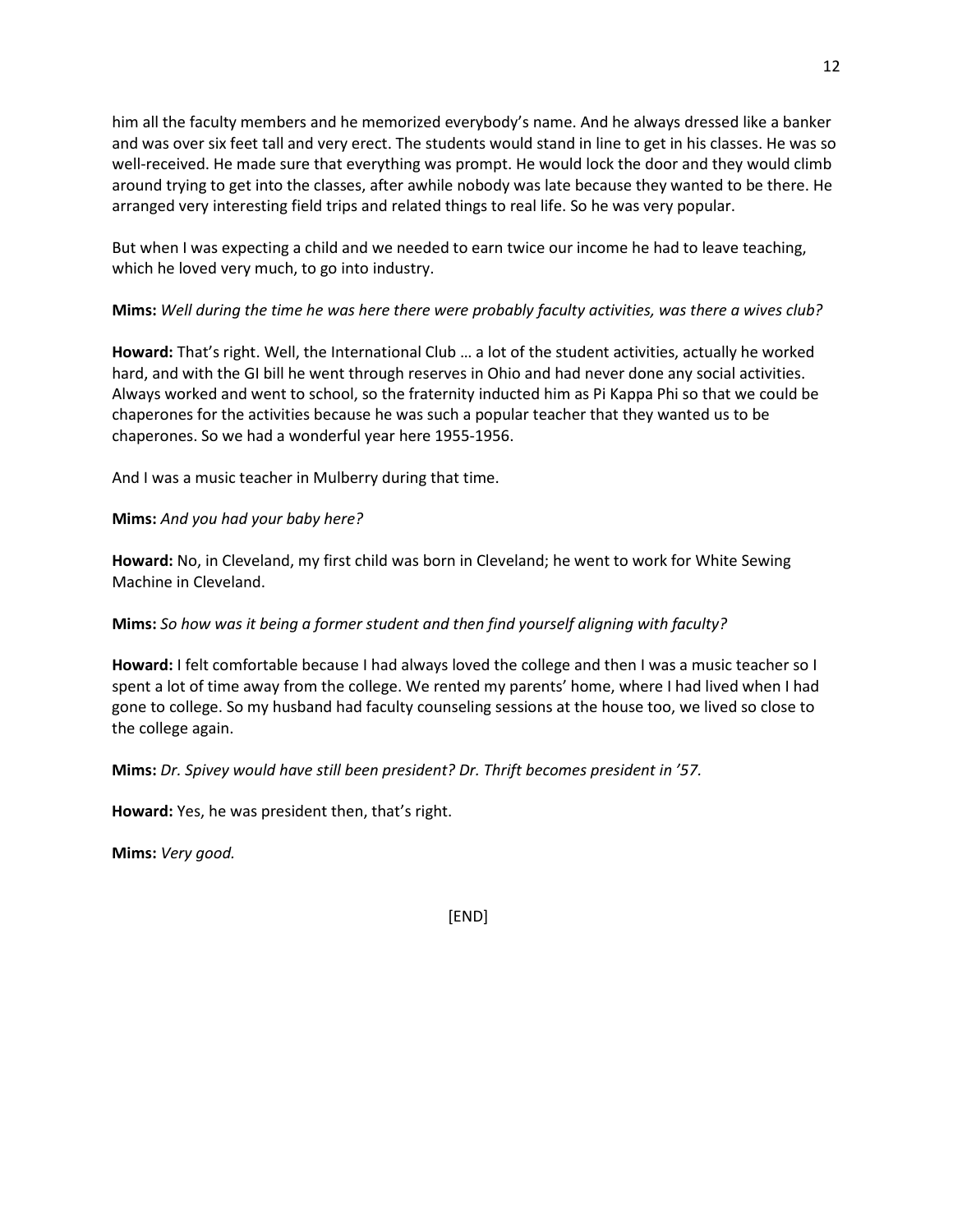him all the faculty members and he memorized everybody's name. And he always dressed like a banker and was over six feet tall and very erect. The students would stand in line to get in his classes. He was so well-received. He made sure that everything was prompt. He would lock the door and they would climb around trying to get into the classes, after awhile nobody was late because they wanted to be there. He arranged very interesting field trips and related things to real life. So he was very popular.

But when I was expecting a child and we needed to earn twice our income he had to leave teaching, which he loved very much, to go into industry.

**Mims:** *Well during the time he was here there were probably faculty activities, was there a wives club?*

**Howard:** That's right. Well, the International Club … a lot of the student activities, actually he worked hard, and with the GI bill he went through reserves in Ohio and had never done any social activities. Always worked and went to school, so the fraternity inducted him as Pi Kappa Phi so that we could be chaperones for the activities because he was such a popular teacher that they wanted us to be chaperones. So we had a wonderful year here 1955-1956.

And I was a music teacher in Mulberry during that time.

**Mims:** *And you had your baby here?*

**Howard:** No, in Cleveland, my first child was born in Cleveland; he went to work for White Sewing Machine in Cleveland.

**Mims:** *So how was it being a former student and then find yourself aligning with faculty?*

**Howard:** I felt comfortable because I had always loved the college and then I was a music teacher so I spent a lot of time away from the college. We rented my parents' home, where I had lived when I had gone to college. So my husband had faculty counseling sessions at the house too, we lived so close to the college again.

**Mims:** *Dr. Spivey would have still been president? Dr. Thrift becomes president in '57.*

**Howard:** Yes, he was president then, that's right.

**Mims:** *Very good.*

[END]